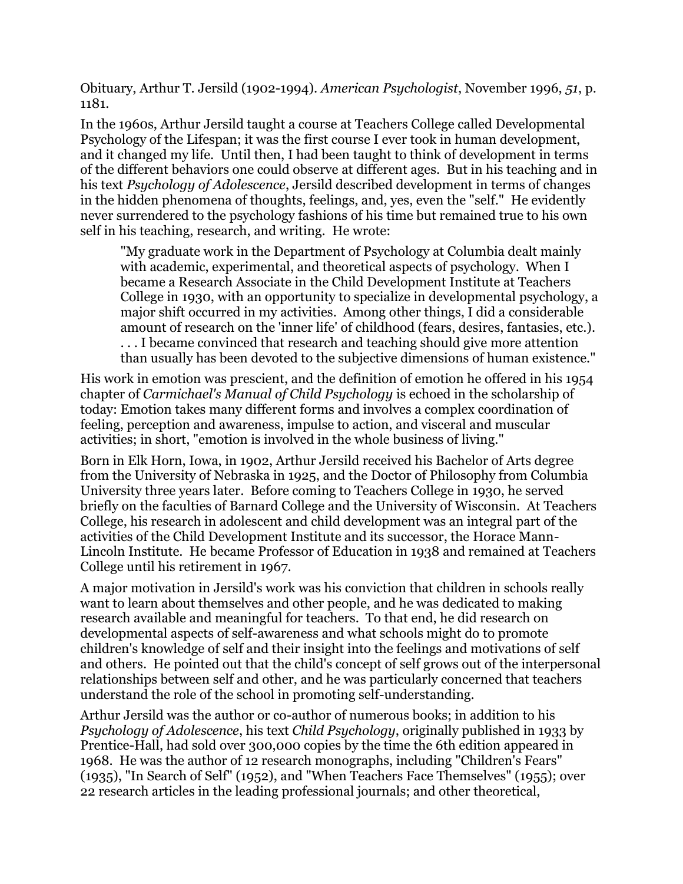Obituary, Arthur T. Jersild (1902-1994). *American Psychologist*, November 1996, *51*, p. 1181.

In the 1960s, Arthur Jersild taught a course at Teachers College called Developmental Psychology of the Lifespan; it was the first course I ever took in human development, and it changed my life. Until then, I had been taught to think of development in terms of the different behaviors one could observe at different ages. But in his teaching and in his text *Psychology of Adolescence*, Jersild described development in terms of changes in the hidden phenomena of thoughts, feelings, and, yes, even the "self." He evidently never surrendered to the psychology fashions of his time but remained true to his own self in his teaching, research, and writing. He wrote:

> "My graduate work in the Department of Psychology at Columbia dealt mainly with academic, experimental, and theoretical aspects of psychology. When I became a Research Associate in the Child Development Institute at Teachers College in 1930, with an opportunity to specialize in developmental psychology, a major shift occurred in my activities. Among other things, I did a considerable amount of research on the 'inner life' of childhood (fears, desires, fantasies, etc.). . . . I became convinced that research and teaching should give more attention than usually has been devoted to the subjective dimensions of human existence."

His work in emotion was prescient, and the definition of emotion he offered in his 1954 chapter of *Carmichael's Manual of Child Psychology* is echoed in the scholarship of today: Emotion takes many different forms and involves a complex coordination of feeling, perception and awareness, impulse to action, and visceral and muscular activities; in short, "emotion is involved in the whole business of living."

Born in Elk Horn, Iowa, in 1902, Arthur Jersild received his Bachelor of Arts degree from the University of Nebraska in 1925, and the Doctor of Philosophy from Columbia University three years later. Before coming to Teachers College in 1930, he served briefly on the faculties of Barnard College and the University of Wisconsin. At Teachers College, his research in adolescent and child development was an integral part of the activities of the Child Development Institute and its successor, the Horace Mann-Lincoln Institute. He became Professor of Education in 1938 and remained at Teachers College until his retirement in 1967.

A major motivation in Jersild's work was his conviction that children in schools really want to learn about themselves and other people, and he was dedicated to making research available and meaningful for teachers. To that end, he did research on developmental aspects of self-awareness and what schools might do to promote children's knowledge of self and their insight into the feelings and motivations of self and others. He pointed out that the child's concept of self grows out of the interpersonal relationships between self and other, and he was particularly concerned that teachers understand the role of the school in promoting self-understanding.

Arthur Jersild was the author or co-author of numerous books; in addition to his *Psychology of Adolescence*, his text *Child Psychology*, originally published in 1933 by Prentice-Hall, had sold over 300,000 copies by the time the 6th edition appeared in 1968. He was the author of 12 research monographs, including "Children's Fears" (1935), "In Search of Self" (1952), and "When Teachers Face Themselves" (1955); over 22 research articles in the leading professional journals; and other theoretical,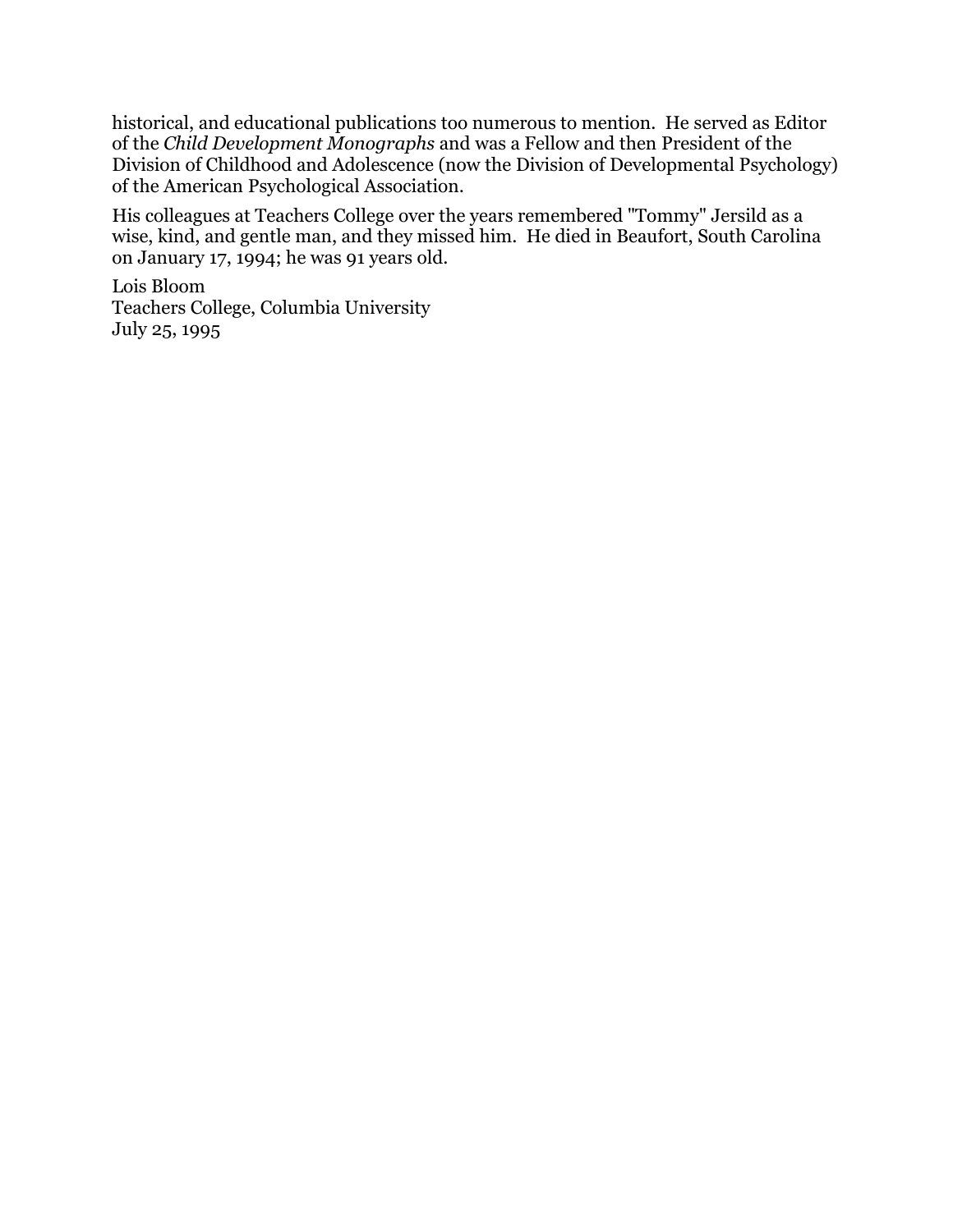historical, and educational publications too numerous to mention. He served as Editor of the *Child Development Monographs* and was a Fellow and then President of the Division of Childhood and Adolescence (now the Division of Developmental Psychology) of the American Psychological Association.

His colleagues at Teachers College over the years remembered "Tommy" Jersild as a wise, kind, and gentle man, and they missed him. He died in Beaufort, South Carolina on January 17, 1994; he was 91 years old.

Lois Bloom
Teachers College, Columbia University
July 25, 1995